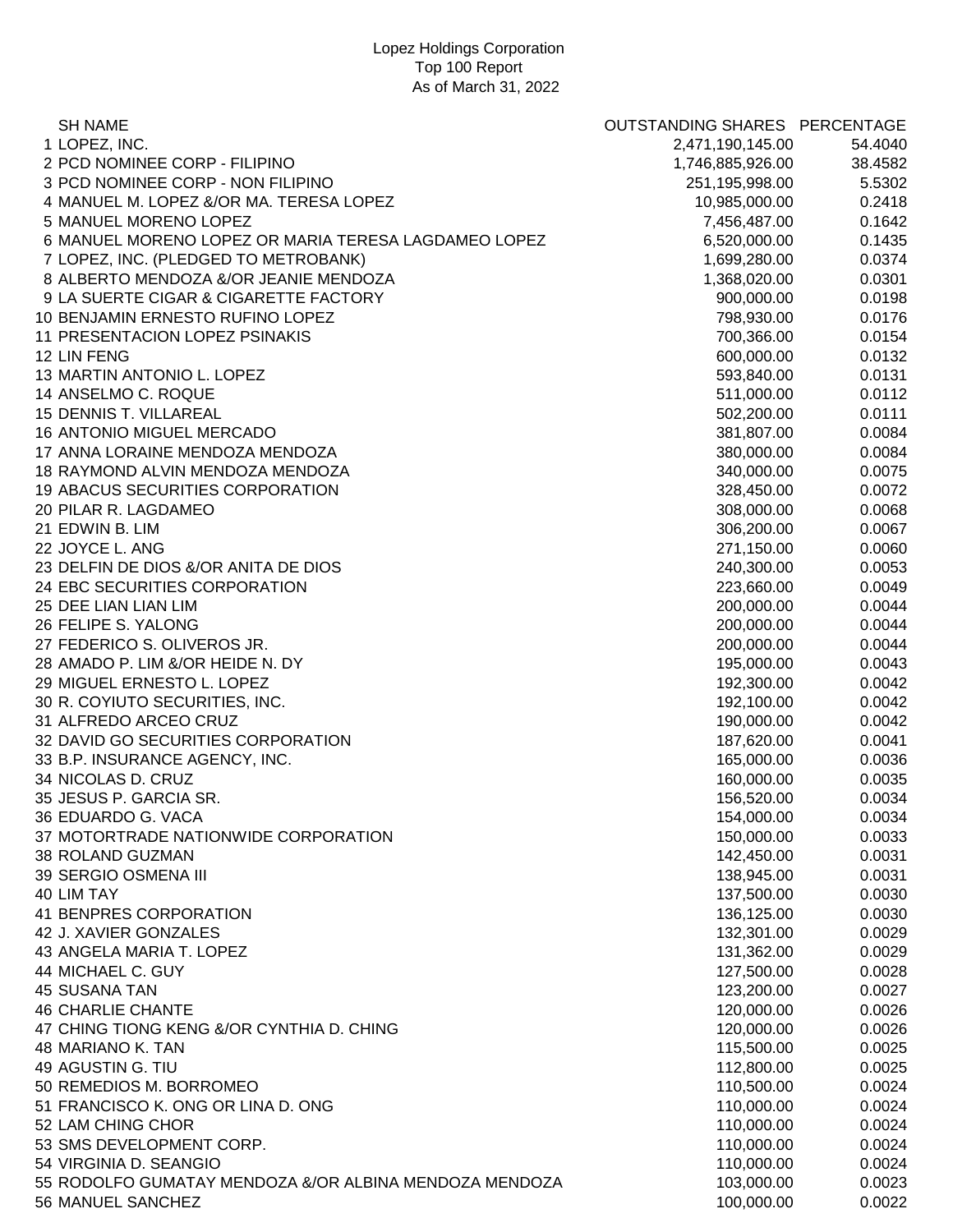Lopez Holdings Corporation
Top 100 Report
As of March 31, 2022

| | SH NAME | OUTSTANDING SHARES | PERCENTAGE |
|---|---|---|---|
| 1 | LOPEZ, INC. | 2,471,190,145.00 | 54.4040 |
| 2 | PCD NOMINEE CORP - FILIPINO | 1,746,885,926.00 | 38.4582 |
| 3 | PCD NOMINEE CORP - NON FILIPINO | 251,195,998.00 | 5.5302 |
| 4 | MANUEL M. LOPEZ &/OR MA. TERESA LOPEZ | 10,985,000.00 | 0.2418 |
| 5 | MANUEL MORENO LOPEZ | 7,456,487.00 | 0.1642 |
| 6 | MANUEL MORENO LOPEZ OR MARIA TERESA LAGDAMEO LOPEZ | 6,520,000.00 | 0.1435 |
| 7 | LOPEZ, INC. (PLEDGED TO METROBANK) | 1,699,280.00 | 0.0374 |
| 8 | ALBERTO MENDOZA &/OR JEANIE MENDOZA | 1,368,020.00 | 0.0301 |
| 9 | LA SUERTE CIGAR & CIGARETTE FACTORY | 900,000.00 | 0.0198 |
| 10 | BENJAMIN ERNESTO RUFINO LOPEZ | 798,930.00 | 0.0176 |
| 11 | PRESENTACION LOPEZ PSINAKIS | 700,366.00 | 0.0154 |
| 12 | LIN FENG | 600,000.00 | 0.0132 |
| 13 | MARTIN ANTONIO L. LOPEZ | 593,840.00 | 0.0131 |
| 14 | ANSELMO C. ROQUE | 511,000.00 | 0.0112 |
| 15 | DENNIS T. VILLAREAL | 502,200.00 | 0.0111 |
| 16 | ANTONIO MIGUEL MERCADO | 381,807.00 | 0.0084 |
| 17 | ANNA LORAINE MENDOZA MENDOZA | 380,000.00 | 0.0084 |
| 18 | RAYMOND ALVIN MENDOZA MENDOZA | 340,000.00 | 0.0075 |
| 19 | ABACUS SECURITIES CORPORATION | 328,450.00 | 0.0072 |
| 20 | PILAR R. LAGDAMEO | 308,000.00 | 0.0068 |
| 21 | EDWIN B. LIM | 306,200.00 | 0.0067 |
| 22 | JOYCE L. ANG | 271,150.00 | 0.0060 |
| 23 | DELFIN DE DIOS &/OR ANITA DE DIOS | 240,300.00 | 0.0053 |
| 24 | EBC SECURITIES CORPORATION | 223,660.00 | 0.0049 |
| 25 | DEE LIAN LIAN LIM | 200,000.00 | 0.0044 |
| 26 | FELIPE S. YALONG | 200,000.00 | 0.0044 |
| 27 | FEDERICO S. OLIVEROS JR. | 200,000.00 | 0.0044 |
| 28 | AMADO P. LIM &/OR HEIDE N. DY | 195,000.00 | 0.0043 |
| 29 | MIGUEL ERNESTO L. LOPEZ | 192,300.00 | 0.0042 |
| 30 | R. COYIUTO SECURITIES, INC. | 192,100.00 | 0.0042 |
| 31 | ALFREDO ARCEO CRUZ | 190,000.00 | 0.0042 |
| 32 | DAVID GO SECURITIES CORPORATION | 187,620.00 | 0.0041 |
| 33 | B.P. INSURANCE AGENCY, INC. | 165,000.00 | 0.0036 |
| 34 | NICOLAS D. CRUZ | 160,000.00 | 0.0035 |
| 35 | JESUS P. GARCIA SR. | 156,520.00 | 0.0034 |
| 36 | EDUARDO G. VACA | 154,000.00 | 0.0034 |
| 37 | MOTORTRADE NATIONWIDE CORPORATION | 150,000.00 | 0.0033 |
| 38 | ROLAND GUZMAN | 142,450.00 | 0.0031 |
| 39 | SERGIO OSMENA III | 138,945.00 | 0.0031 |
| 40 | LIM TAY | 137,500.00 | 0.0030 |
| 41 | BENPRES CORPORATION | 136,125.00 | 0.0030 |
| 42 | J. XAVIER GONZALES | 132,301.00 | 0.0029 |
| 43 | ANGELA MARIA T. LOPEZ | 131,362.00 | 0.0029 |
| 44 | MICHAEL C. GUY | 127,500.00 | 0.0028 |
| 45 | SUSANA TAN | 123,200.00 | 0.0027 |
| 46 | CHARLIE CHANTE | 120,000.00 | 0.0026 |
| 47 | CHING TIONG KENG &/OR CYNTHIA D. CHING | 120,000.00 | 0.0026 |
| 48 | MARIANO K. TAN | 115,500.00 | 0.0025 |
| 49 | AGUSTIN G. TIU | 112,800.00 | 0.0025 |
| 50 | REMEDIOS M. BORROMEO | 110,500.00 | 0.0024 |
| 51 | FRANCISCO K. ONG OR LINA D. ONG | 110,000.00 | 0.0024 |
| 52 | LAM CHING CHOR | 110,000.00 | 0.0024 |
| 53 | SMS DEVELOPMENT CORP. | 110,000.00 | 0.0024 |
| 54 | VIRGINIA D. SEANGIO | 110,000.00 | 0.0024 |
| 55 | RODOLFO GUMATAY MENDOZA &/OR ALBINA MENDOZA MENDOZA | 103,000.00 | 0.0023 |
| 56 | MANUEL SANCHEZ | 100,000.00 | 0.0022 |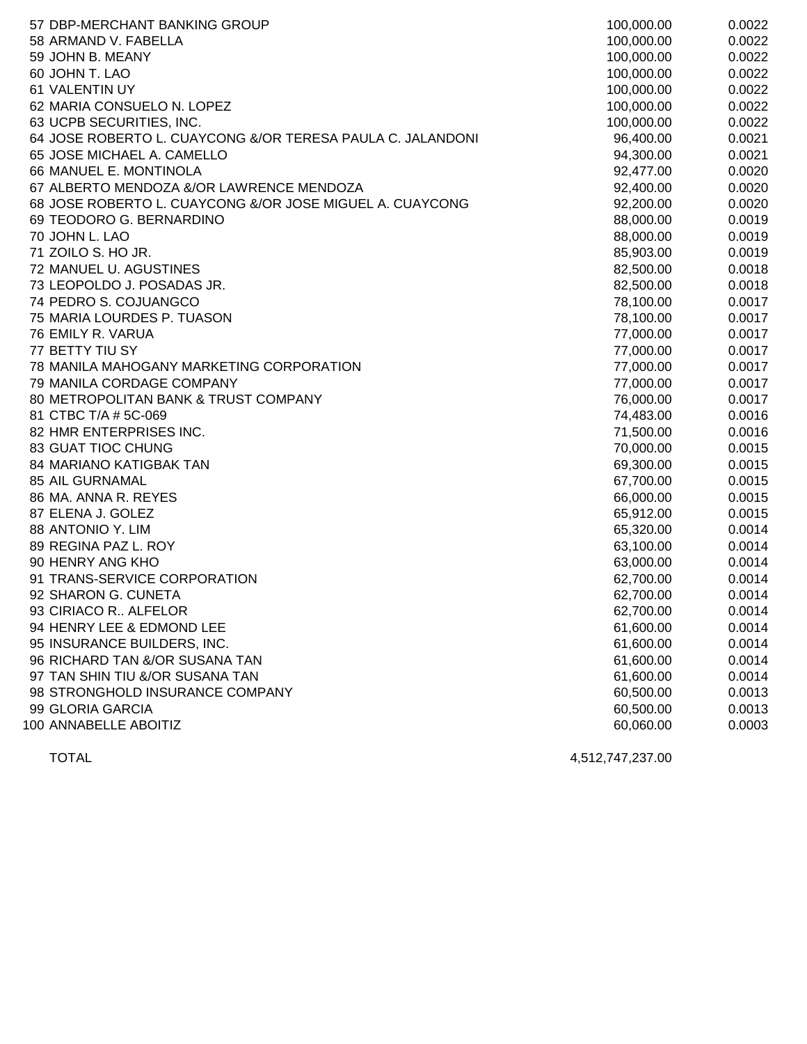| | | | |
|---|---|---|---|
| 57 | DBP-MERCHANT BANKING GROUP | 100,000.00 | 0.0022 |
| 58 | ARMAND V. FABELLA | 100,000.00 | 0.0022 |
| 59 | JOHN B. MEANY | 100,000.00 | 0.0022 |
| 60 | JOHN T. LAO | 100,000.00 | 0.0022 |
| 61 | VALENTIN UY | 100,000.00 | 0.0022 |
| 62 | MARIA CONSUELO N. LOPEZ | 100,000.00 | 0.0022 |
| 63 | UCPB SECURITIES, INC. | 100,000.00 | 0.0022 |
| 64 | JOSE ROBERTO L. CUAYCONG &/OR TERESA PAULA C. JALANDONI | 96,400.00 | 0.0021 |
| 65 | JOSE MICHAEL A. CAMELLO | 94,300.00 | 0.0021 |
| 66 | MANUEL E. MONTINOLA | 92,477.00 | 0.0020 |
| 67 | ALBERTO MENDOZA &/OR LAWRENCE MENDOZA | 92,400.00 | 0.0020 |
| 68 | JOSE ROBERTO L. CUAYCONG &/OR JOSE MIGUEL A. CUAYCONG | 92,200.00 | 0.0020 |
| 69 | TEODORO G. BERNARDINO | 88,000.00 | 0.0019 |
| 70 | JOHN L. LAO | 88,000.00 | 0.0019 |
| 71 | ZOILO S. HO JR. | 85,903.00 | 0.0019 |
| 72 | MANUEL U. AGUSTINES | 82,500.00 | 0.0018 |
| 73 | LEOPOLDO J. POSADAS JR. | 82,500.00 | 0.0018 |
| 74 | PEDRO S. COJUANGCO | 78,100.00 | 0.0017 |
| 75 | MARIA LOURDES P. TUASON | 78,100.00 | 0.0017 |
| 76 | EMILY R. VARUA | 77,000.00 | 0.0017 |
| 77 | BETTY TIU SY | 77,000.00 | 0.0017 |
| 78 | MANILA MAHOGANY MARKETING CORPORATION | 77,000.00 | 0.0017 |
| 79 | MANILA CORDAGE COMPANY | 77,000.00 | 0.0017 |
| 80 | METROPOLITAN BANK & TRUST COMPANY | 76,000.00 | 0.0017 |
| 81 | CTBC T/A # 5C-069 | 74,483.00 | 0.0016 |
| 82 | HMR ENTERPRISES INC. | 71,500.00 | 0.0016 |
| 83 | GUAT TIOC CHUNG | 70,000.00 | 0.0015 |
| 84 | MARIANO KATIGBAK TAN | 69,300.00 | 0.0015 |
| 85 | AIL GURNAMAL | 67,700.00 | 0.0015 |
| 86 | MA. ANNA R. REYES | 66,000.00 | 0.0015 |
| 87 | ELENA J. GOLEZ | 65,912.00 | 0.0015 |
| 88 | ANTONIO Y. LIM | 65,320.00 | 0.0014 |
| 89 | REGINA PAZ L. ROY | 63,100.00 | 0.0014 |
| 90 | HENRY ANG KHO | 63,000.00 | 0.0014 |
| 91 | TRANS-SERVICE CORPORATION | 62,700.00 | 0.0014 |
| 92 | SHARON G. CUNETA | 62,700.00 | 0.0014 |
| 93 | CIRIACO R.. ALFELOR | 62,700.00 | 0.0014 |
| 94 | HENRY LEE & EDMOND LEE | 61,600.00 | 0.0014 |
| 95 | INSURANCE BUILDERS, INC. | 61,600.00 | 0.0014 |
| 96 | RICHARD TAN &/OR SUSANA TAN | 61,600.00 | 0.0014 |
| 97 | TAN SHIN TIU &/OR SUSANA TAN | 61,600.00 | 0.0014 |
| 98 | STRONGHOLD INSURANCE COMPANY | 60,500.00 | 0.0013 |
| 99 | GLORIA GARCIA | 60,500.00 | 0.0013 |
| 100 | ANNABELLE ABOITIZ | 60,060.00 | 0.0003 |
| | TOTAL | 4,512,747,237.00 | |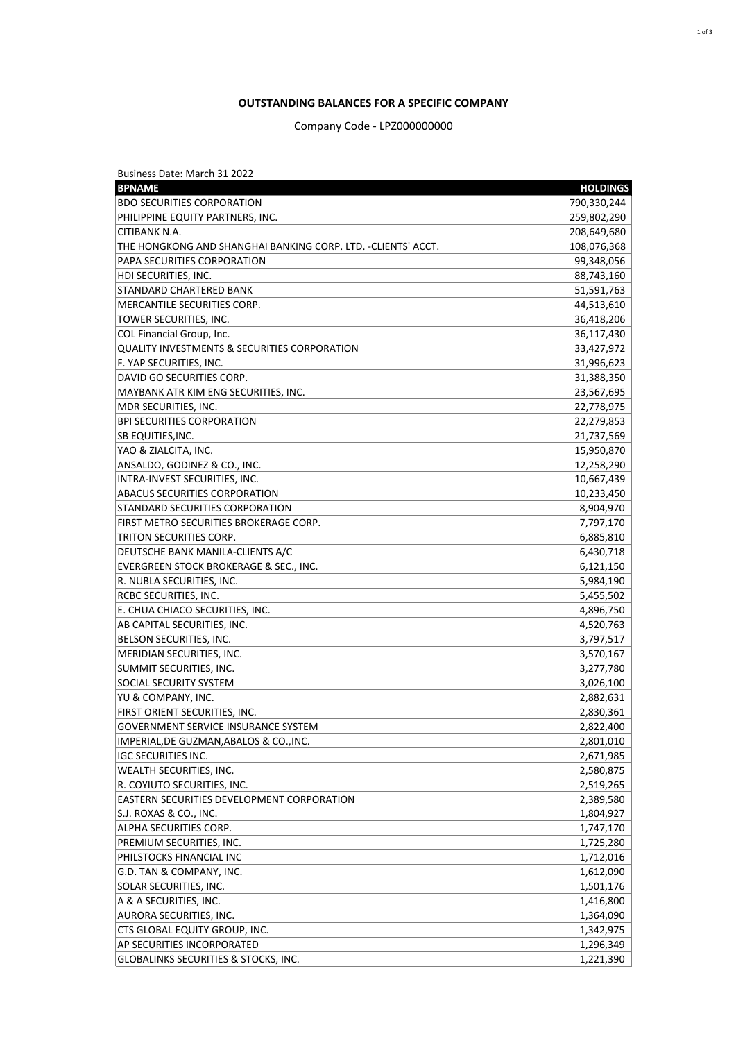## OUTSTANDING BALANCES FOR A SPECIFIC COMPANY

Company Code - LPZ000000000

Business Date: March 31 2022

| BPNAME | HOLDINGS |
|---|---|
| BDO SECURITIES CORPORATION | 790,330,244 |
| PHILIPPINE EQUITY PARTNERS, INC. | 259,802,290 |
| CITIBANK N.A. | 208,649,680 |
| THE HONGKONG AND SHANGHAI BANKING CORP. LTD. -CLIENTS' ACCT. | 108,076,368 |
| PAPA SECURITIES CORPORATION | 99,348,056 |
| HDI SECURITIES, INC. | 88,743,160 |
| STANDARD CHARTERED BANK | 51,591,763 |
| MERCANTILE SECURITIES CORP. | 44,513,610 |
| TOWER SECURITIES, INC. | 36,418,206 |
| COL Financial Group, Inc. | 36,117,430 |
| QUALITY INVESTMENTS & SECURITIES CORPORATION | 33,427,972 |
| F. YAP SECURITIES, INC. | 31,996,623 |
| DAVID GO SECURITIES CORP. | 31,388,350 |
| MAYBANK ATR KIM ENG SECURITIES, INC. | 23,567,695 |
| MDR SECURITIES, INC. | 22,778,975 |
| BPI SECURITIES CORPORATION | 22,279,853 |
| SB EQUITIES,INC. | 21,737,569 |
| YAO & ZIALCITA, INC. | 15,950,870 |
| ANSALDO, GODINEZ & CO., INC. | 12,258,290 |
| INTRA-INVEST SECURITIES, INC. | 10,667,439 |
| ABACUS SECURITIES CORPORATION | 10,233,450 |
| STANDARD SECURITIES CORPORATION | 8,904,970 |
| FIRST METRO SECURITIES BROKERAGE CORP. | 7,797,170 |
| TRITON SECURITIES CORP. | 6,885,810 |
| DEUTSCHE BANK MANILA-CLIENTS A/C | 6,430,718 |
| EVERGREEN STOCK BROKERAGE & SEC., INC. | 6,121,150 |
| R. NUBLA SECURITIES, INC. | 5,984,190 |
| RCBC SECURITIES, INC. | 5,455,502 |
| E. CHUA CHIACO SECURITIES, INC. | 4,896,750 |
| AB CAPITAL SECURITIES, INC. | 4,520,763 |
| BELSON SECURITIES, INC. | 3,797,517 |
| MERIDIAN SECURITIES, INC. | 3,570,167 |
| SUMMIT SECURITIES, INC. | 3,277,780 |
| SOCIAL SECURITY SYSTEM | 3,026,100 |
| YU & COMPANY, INC. | 2,882,631 |
| FIRST ORIENT SECURITIES, INC. | 2,830,361 |
| GOVERNMENT SERVICE INSURANCE SYSTEM | 2,822,400 |
| IMPERIAL,DE GUZMAN,ABALOS & CO.,INC. | 2,801,010 |
| IGC SECURITIES INC. | 2,671,985 |
| WEALTH SECURITIES, INC. | 2,580,875 |
| R. COYIUTO SECURITIES, INC. | 2,519,265 |
| EASTERN SECURITIES DEVELOPMENT CORPORATION | 2,389,580 |
| S.J. ROXAS & CO., INC. | 1,804,927 |
| ALPHA SECURITIES CORP. | 1,747,170 |
| PREMIUM SECURITIES, INC. | 1,725,280 |
| PHILSTOCKS FINANCIAL INC | 1,712,016 |
| G.D. TAN & COMPANY, INC. | 1,612,090 |
| SOLAR SECURITIES, INC. | 1,501,176 |
| A & A SECURITIES, INC. | 1,416,800 |
| AURORA SECURITIES, INC. | 1,364,090 |
| CTS GLOBAL EQUITY GROUP, INC. | 1,342,975 |
| AP SECURITIES INCORPORATED | 1,296,349 |
| GLOBALINKS SECURITIES & STOCKS, INC. | 1,221,390 |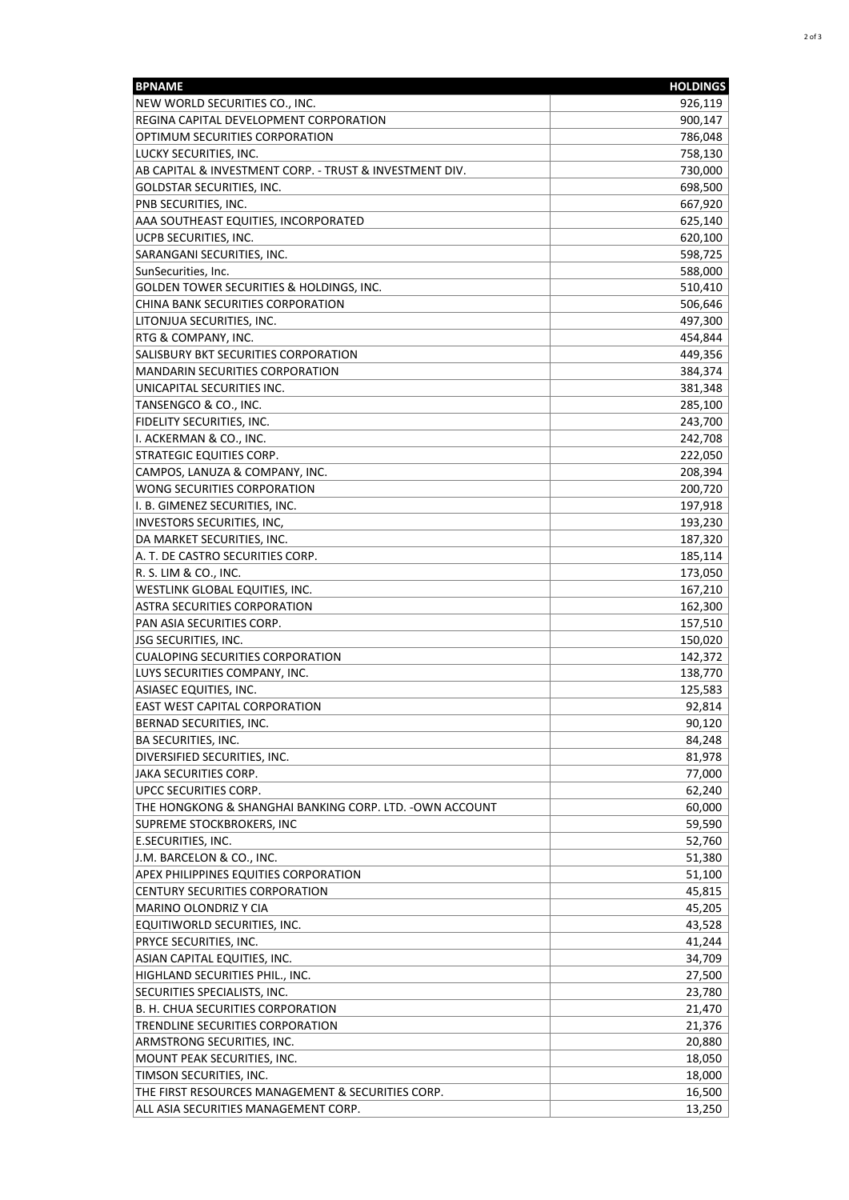| BPNAME | HOLDINGS |
|---|---|
| NEW WORLD SECURITIES CO., INC. | 926,119 |
| REGINA CAPITAL DEVELOPMENT CORPORATION | 900,147 |
| OPTIMUM SECURITIES CORPORATION | 786,048 |
| LUCKY SECURITIES, INC. | 758,130 |
| AB CAPITAL & INVESTMENT CORP. - TRUST & INVESTMENT DIV. | 730,000 |
| GOLDSTAR SECURITIES, INC. | 698,500 |
| PNB SECURITIES, INC. | 667,920 |
| AAA SOUTHEAST EQUITIES, INCORPORATED | 625,140 |
| UCPB SECURITIES, INC. | 620,100 |
| SARANGANI SECURITIES, INC. | 598,725 |
| SunSecurities, Inc. | 588,000 |
| GOLDEN TOWER SECURITIES & HOLDINGS, INC. | 510,410 |
| CHINA BANK SECURITIES CORPORATION | 506,646 |
| LITONJUA SECURITIES, INC. | 497,300 |
| RTG & COMPANY, INC. | 454,844 |
| SALISBURY BKT SECURITIES CORPORATION | 449,356 |
| MANDARIN SECURITIES CORPORATION | 384,374 |
| UNICAPITAL SECURITIES INC. | 381,348 |
| TANSENGCO & CO., INC. | 285,100 |
| FIDELITY SECURITIES, INC. | 243,700 |
| I. ACKERMAN & CO., INC. | 242,708 |
| STRATEGIC EQUITIES CORP. | 222,050 |
| CAMPOS, LANUZA & COMPANY, INC. | 208,394 |
| WONG SECURITIES CORPORATION | 200,720 |
| I. B. GIMENEZ SECURITIES, INC. | 197,918 |
| INVESTORS SECURITIES, INC, | 193,230 |
| DA MARKET SECURITIES, INC. | 187,320 |
| A. T. DE CASTRO SECURITIES CORP. | 185,114 |
| R. S. LIM & CO., INC. | 173,050 |
| WESTLINK GLOBAL EQUITIES, INC. | 167,210 |
| ASTRA SECURITIES CORPORATION | 162,300 |
| PAN ASIA SECURITIES CORP. | 157,510 |
| JSG SECURITIES, INC. | 150,020 |
| CUALOPING SECURITIES CORPORATION | 142,372 |
| LUYS SECURITIES COMPANY, INC. | 138,770 |
| ASIASEC EQUITIES, INC. | 125,583 |
| EAST WEST CAPITAL CORPORATION | 92,814 |
| BERNAD SECURITIES, INC. | 90,120 |
| BA SECURITIES, INC. | 84,248 |
| DIVERSIFIED SECURITIES, INC. | 81,978 |
| JAKA SECURITIES CORP. | 77,000 |
| UPCC SECURITIES CORP. | 62,240 |
| THE HONGKONG & SHANGHAI BANKING CORP. LTD. -OWN ACCOUNT | 60,000 |
| SUPREME STOCKBROKERS, INC | 59,590 |
| E.SECURITIES, INC. | 52,760 |
| J.M. BARCELON & CO., INC. | 51,380 |
| APEX PHILIPPINES EQUITIES CORPORATION | 51,100 |
| CENTURY SECURITIES CORPORATION | 45,815 |
| MARINO OLONDRIZ Y CIA | 45,205 |
| EQUITIWORLD SECURITIES, INC. | 43,528 |
| PRYCE SECURITIES, INC. | 41,244 |
| ASIAN CAPITAL EQUITIES, INC. | 34,709 |
| HIGHLAND SECURITIES PHIL., INC. | 27,500 |
| SECURITIES SPECIALISTS, INC. | 23,780 |
| B. H. CHUA SECURITIES CORPORATION | 21,470 |
| TRENDLINE SECURITIES CORPORATION | 21,376 |
| ARMSTRONG SECURITIES, INC. | 20,880 |
| MOUNT PEAK SECURITIES, INC. | 18,050 |
| TIMSON SECURITIES, INC. | 18,000 |
| THE FIRST RESOURCES MANAGEMENT & SECURITIES CORP. | 16,500 |
| ALL ASIA SECURITIES MANAGEMENT CORP. | 13,250 |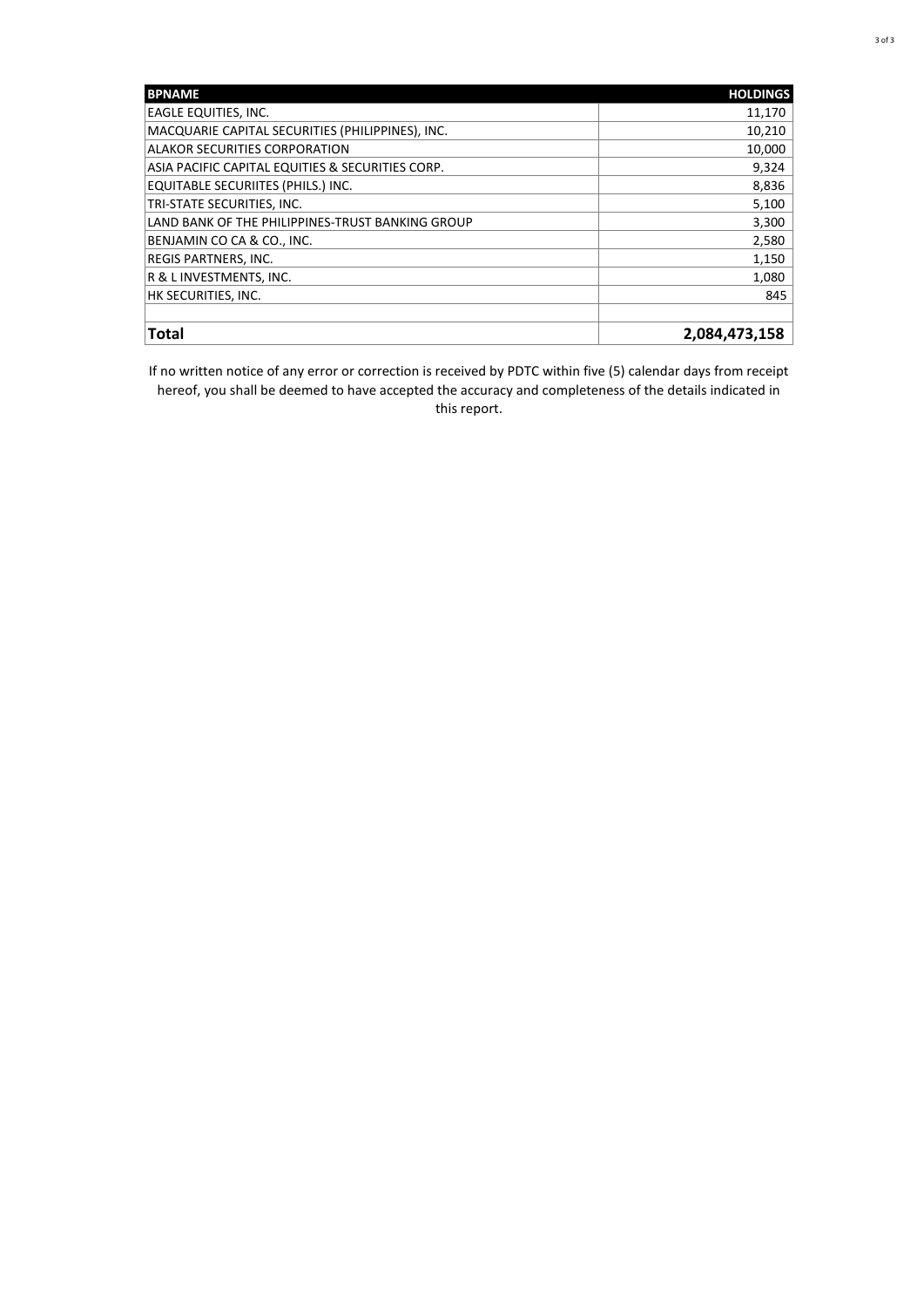| BPNAME | HOLDINGS |
|---|---|
| EAGLE EQUITIES, INC. | 11,170 |
| MACQUARIE CAPITAL SECURITIES (PHILIPPINES), INC. | 10,210 |
| ALAKOR SECURITIES CORPORATION | 10,000 |
| ASIA PACIFIC CAPITAL EQUITIES & SECURITIES CORP. | 9,324 |
| EQUITABLE SECURIITES (PHILS.) INC. | 8,836 |
| TRI-STATE SECURITIES, INC. | 5,100 |
| LAND BANK OF THE PHILIPPINES-TRUST BANKING GROUP | 3,300 |
| BENJAMIN CO CA & CO., INC. | 2,580 |
| REGIS PARTNERS, INC. | 1,150 |
| R & L INVESTMENTS, INC. | 1,080 |
| HK SECURITIES, INC. | 845 |
| | |
| **Total** | **2,084,473,158** |

If no written notice of any error or correction is received by PDTC within five (5) calendar days from receipt hereof, you shall be deemed to have accepted the accuracy and completeness of the details indicated in this report.